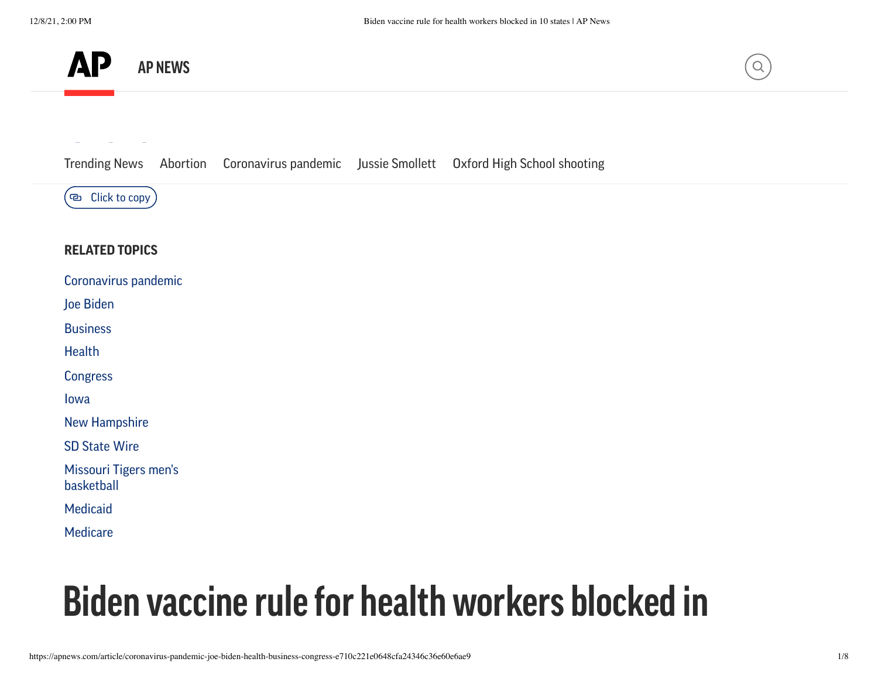AP NEWS

Trending News Abortion Coronavirus pandemic Jussie Smollett Oxford High School shooting

Click to copy

**RELATED TOPICS**

Coronavirus pandemic

Joe Biden

Business

Health

Congress

Iowa

New Hampshire

SD State Wire

Missouri Tigers men's basketball

Medicaid

Medicare

# Biden vaccine rule for health workers blocked in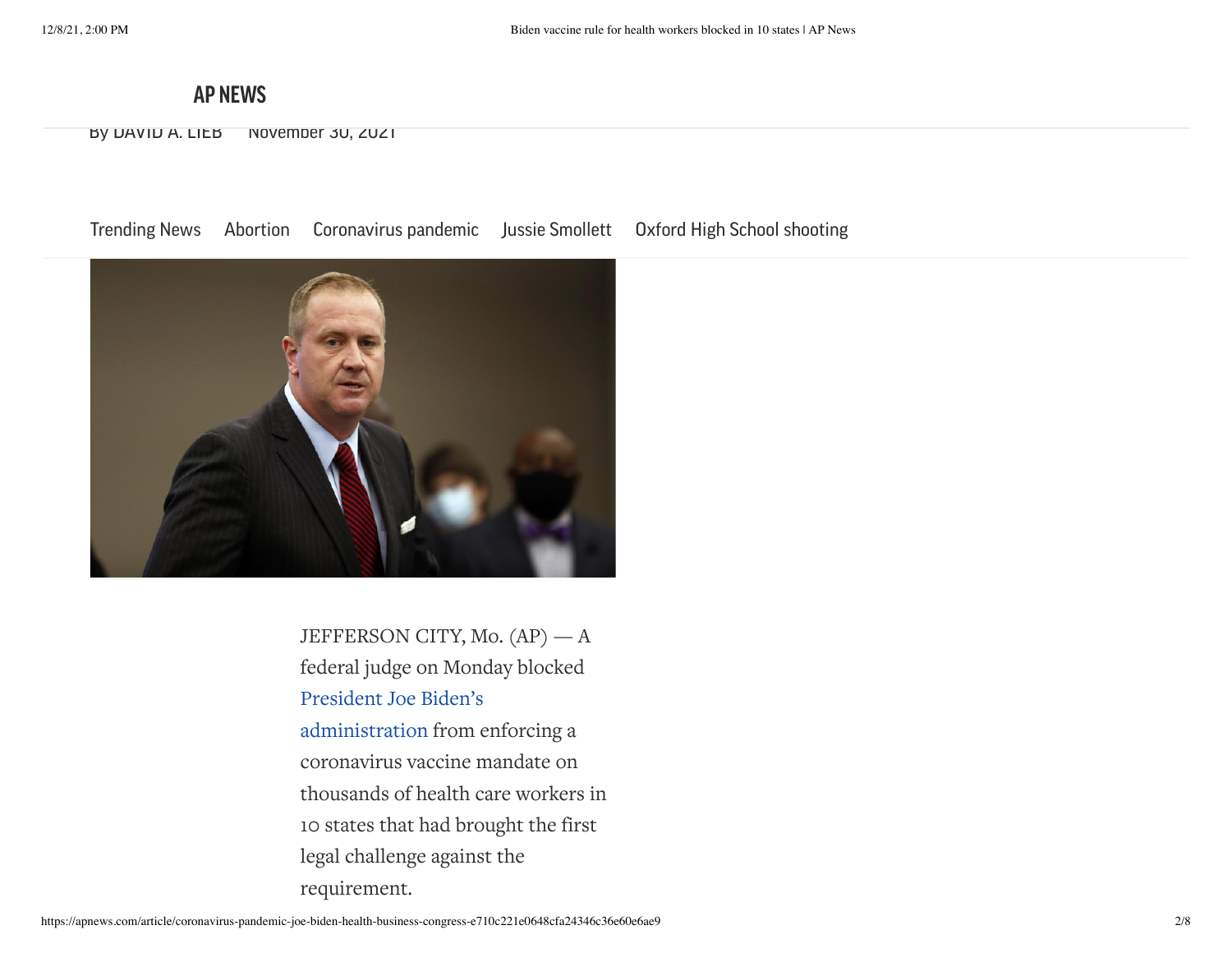**AP NEWS**

By DAVID A. LIEB    November 30, 2021

Trending News    Abortion    Coronavirus pandemic    Jussie Smollett    Oxford High School shooting

JEFFERSON CITY, Mo. (AP) — A federal judge on Monday blocked President Joe Biden's administration from enforcing a coronavirus vaccine mandate on thousands of health care workers in 10 states that had brought the first legal challenge against the requirement.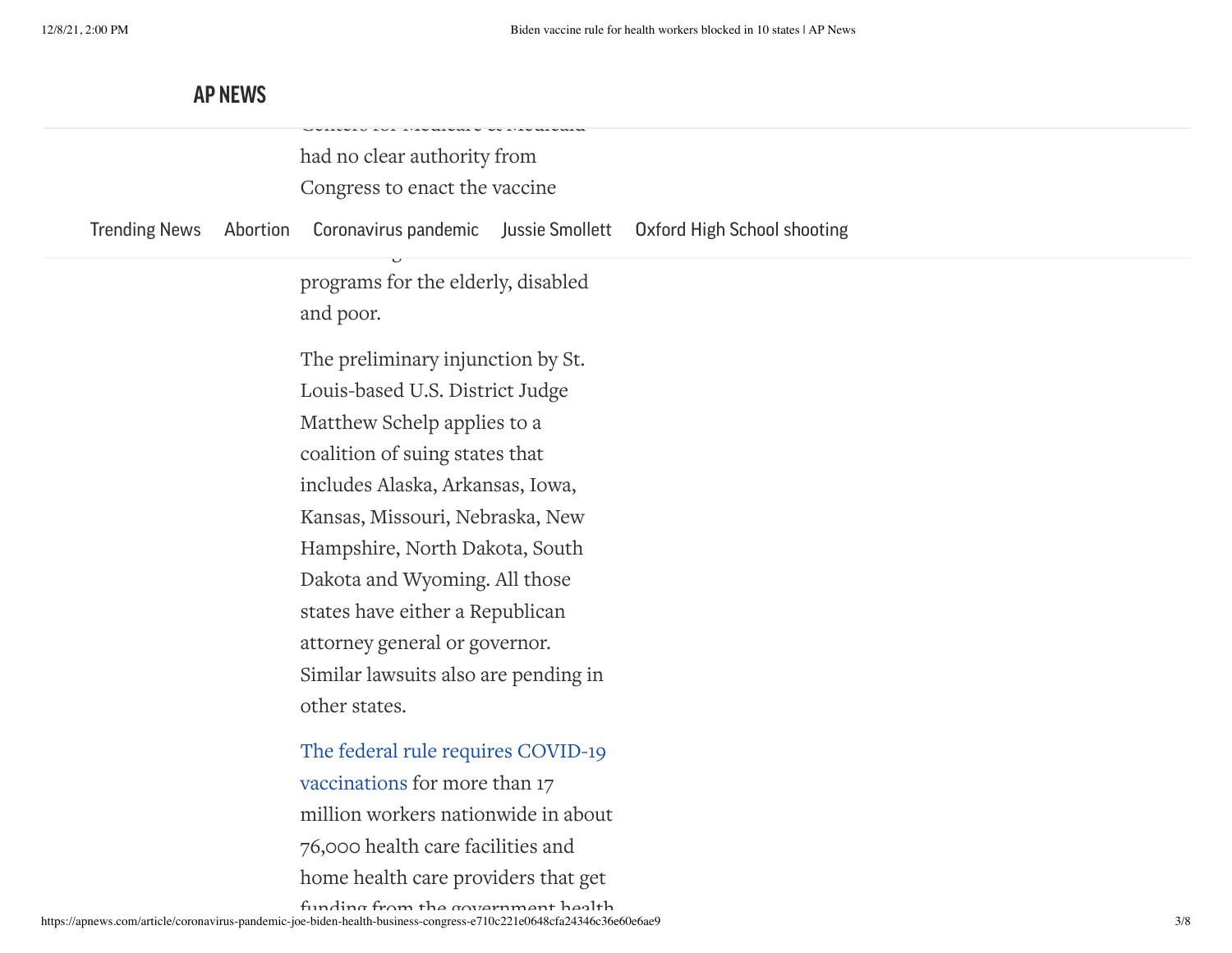had no clear authority from Congress to enact the vaccine

programs for the elderly, disabled and poor.

The preliminary injunction by St. Louis-based U.S. District Judge Matthew Schelp applies to a coalition of suing states that includes Alaska, Arkansas, Iowa, Kansas, Missouri, Nebraska, New Hampshire, North Dakota, South Dakota and Wyoming. All those states have either a Republican attorney general or governor. Similar lawsuits also are pending in other states.

The federal rule requires COVID-19 vaccinations for more than 17 million workers nationwide in about 76,000 health care facilities and home health care providers that get funding from the government health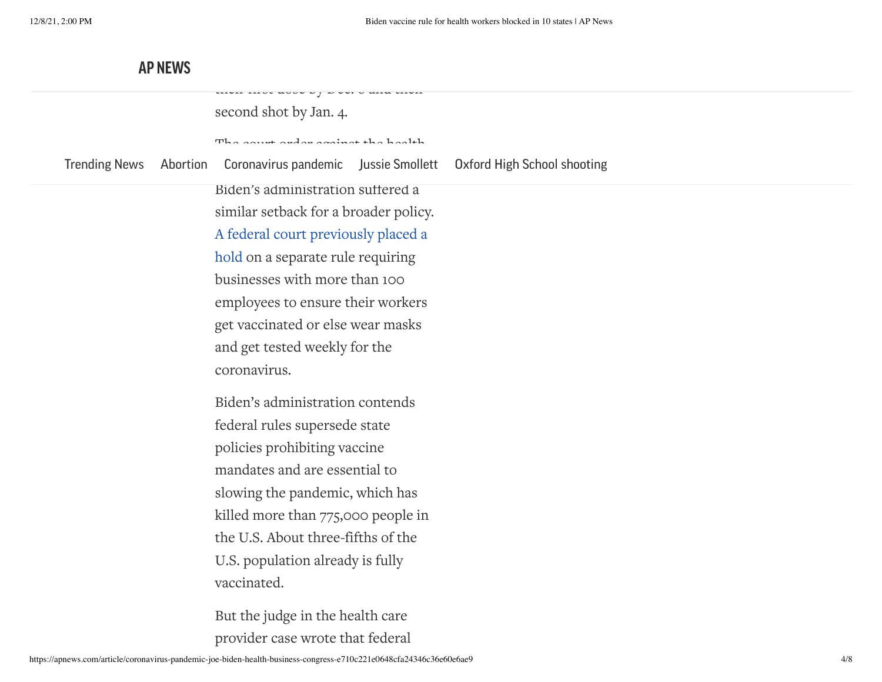their first dose by Dec. 6 and their second shot by Jan. 4.

The court order against the health

Biden's administration suffered a similar setback for a broader policy. [A federal court previously placed a hold] on a separate rule requiring businesses with more than 100 employees to ensure their workers get vaccinated or else wear masks and get tested weekly for the coronavirus.

Biden's administration contends federal rules supersede state policies prohibiting vaccine mandates and are essential to slowing the pandemic, which has killed more than 775,000 people in the U.S. About three-fifths of the U.S. population already is fully vaccinated.

But the judge in the health care provider case wrote that federal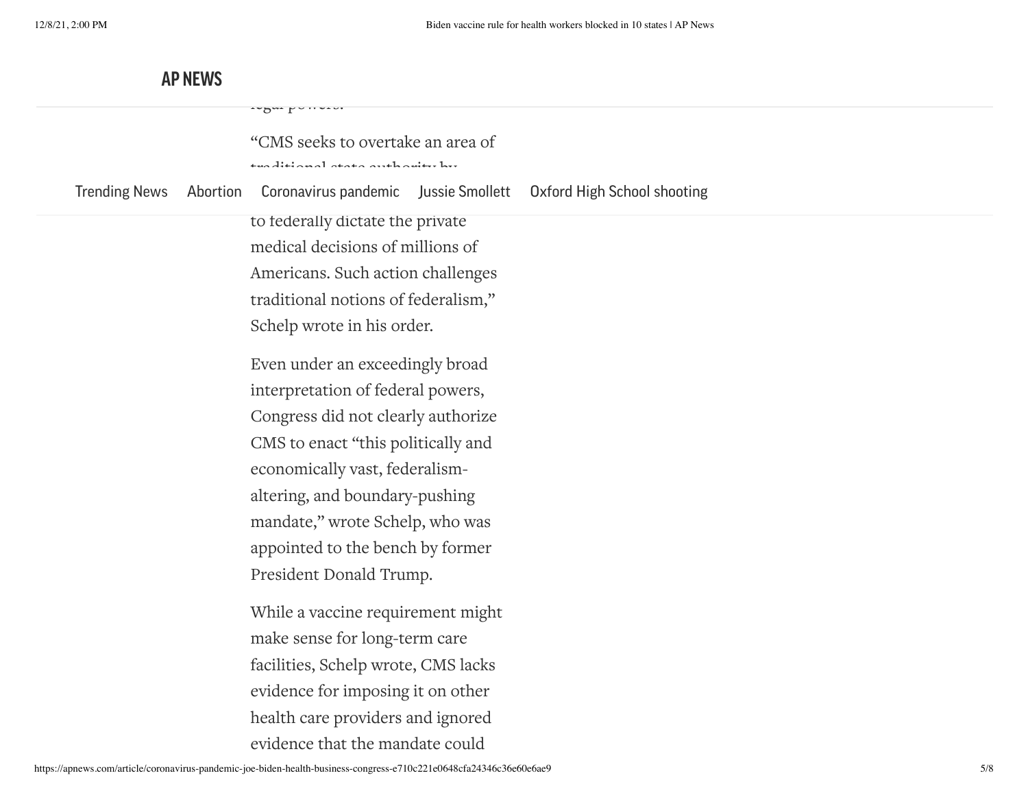legal powers.

"CMS seeks to overtake an area of traditional state authority by

to federally dictate the private medical decisions of millions of Americans. Such action challenges traditional notions of federalism," Schelp wrote in his order.

Even under an exceedingly broad interpretation of federal powers, Congress did not clearly authorize CMS to enact "this politically and economically vast, federalism-altering, and boundary-pushing mandate," wrote Schelp, who was appointed to the bench by former President Donald Trump.

While a vaccine requirement might make sense for long-term care facilities, Schelp wrote, CMS lacks evidence for imposing it on other health care providers and ignored evidence that the mandate could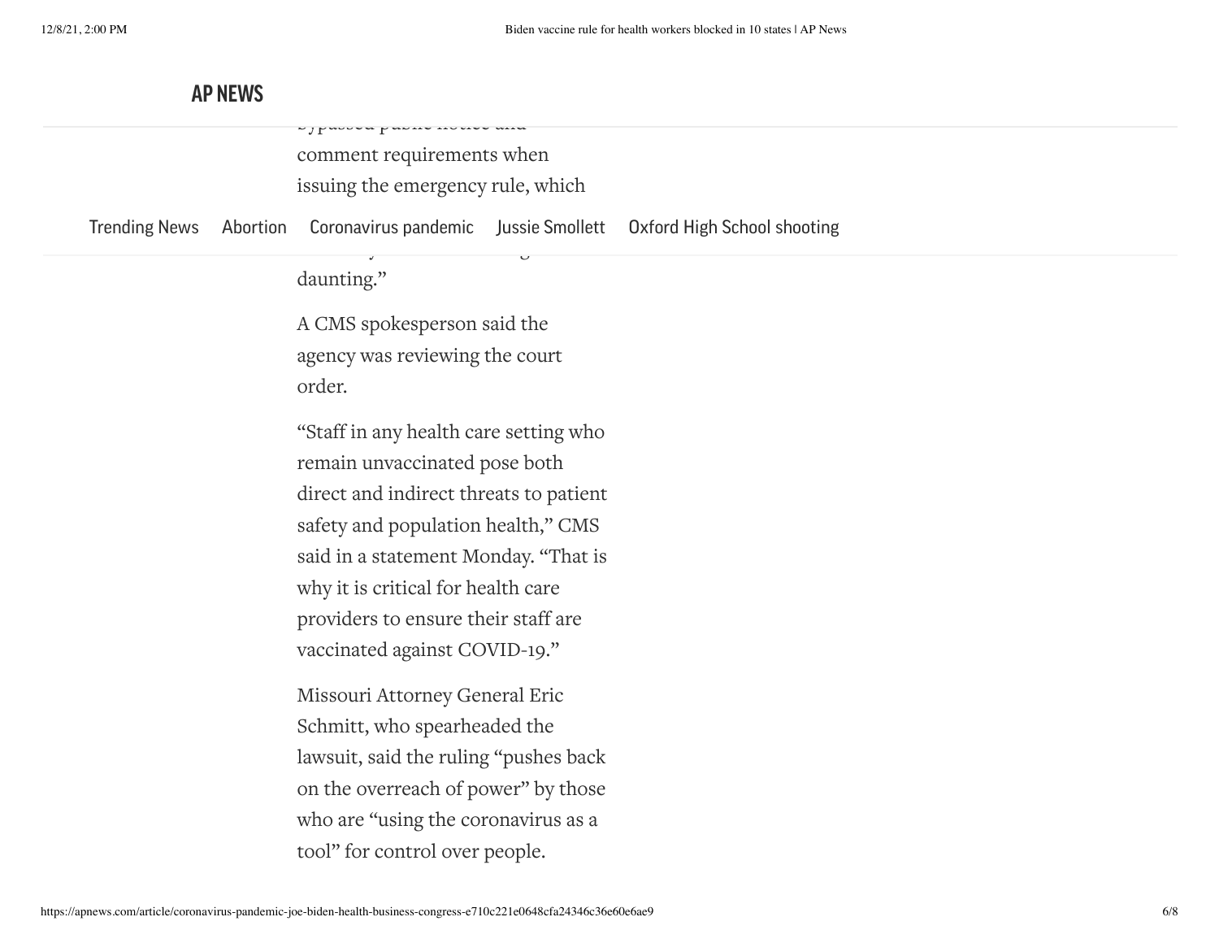bypassed public notice and comment requirements when issuing the emergency rule, which

daunting."

A CMS spokesperson said the agency was reviewing the court order.

"Staff in any health care setting who remain unvaccinated pose both direct and indirect threats to patient safety and population health," CMS said in a statement Monday. "That is why it is critical for health care providers to ensure their staff are vaccinated against COVID-19."

Missouri Attorney General Eric Schmitt, who spearheaded the lawsuit, said the ruling "pushes back on the overreach of power" by those who are "using the coronavirus as a tool" for control over people.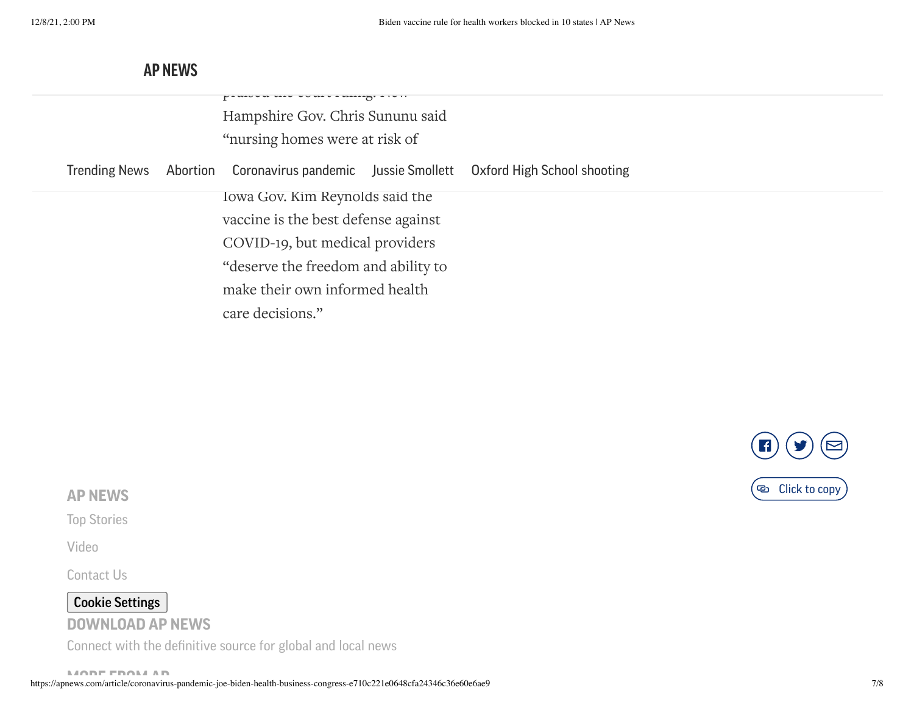praised the court ruling. New Hampshire Gov. Chris Sununu said "nursing homes were at risk of

Trending News | Abortion | Coronavirus pandemic | Jussie Smollett | Oxford High School shooting

Iowa Gov. Kim Reynolds said the vaccine is the best defense against COVID-19, but medical providers "deserve the freedom and ability to make their own informed health care decisions."

Click to copy

**AP NEWS**

Top Stories

Video

Contact Us

Cookie Settings

**DOWNLOAD AP NEWS**

Connect with the definitive source for global and local news

**MORE FROM AP**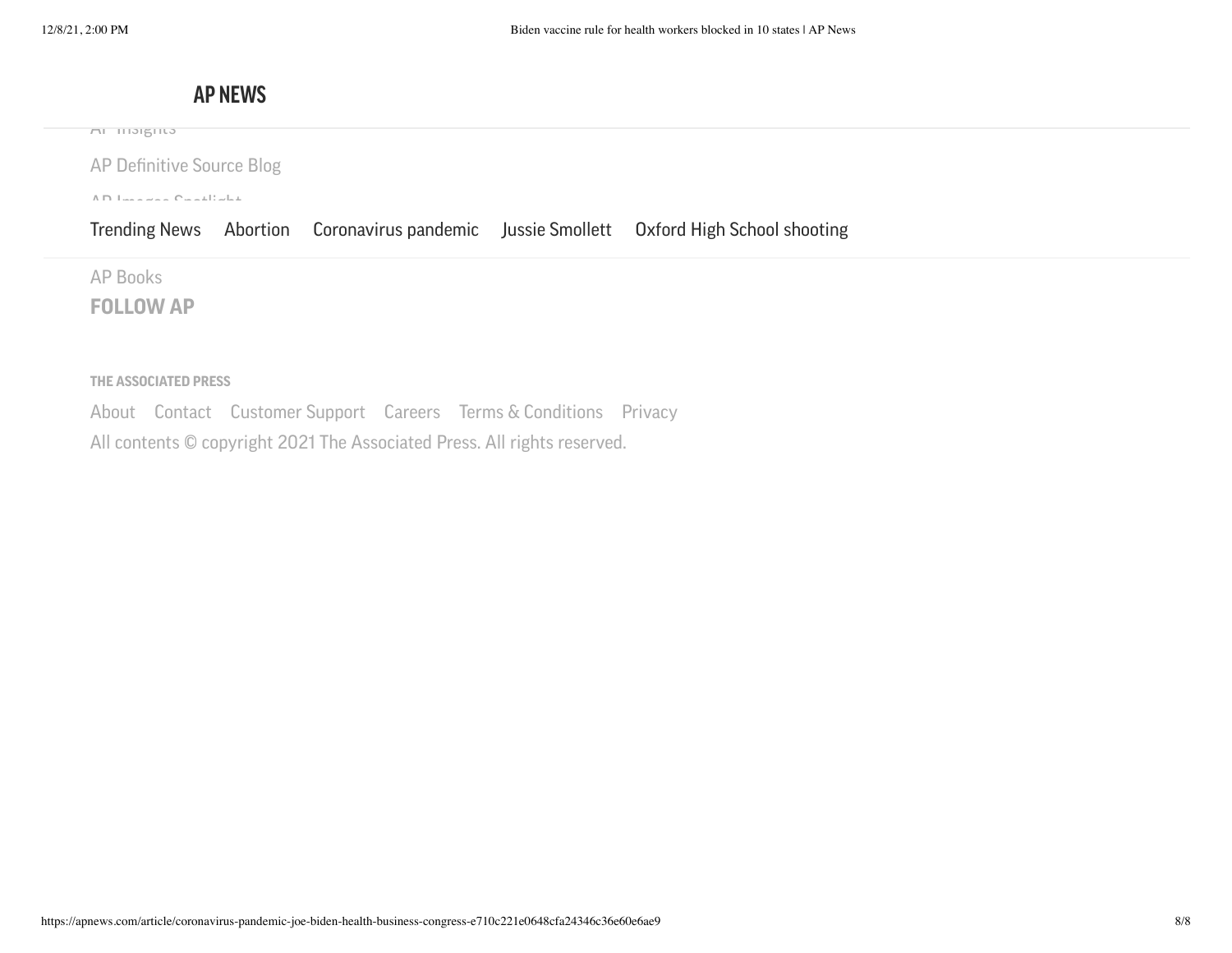**AP NEWS**

AP Insights

AP Definitive Source Blog

AP Images Spotlight

Trending News Abortion Coronavirus pandemic Jussie Smollett Oxford High School shooting

AP Books

**FOLLOW AP**

**THE ASSOCIATED PRESS**

About Contact Customer Support Careers Terms & Conditions Privacy

All contents © copyright 2021 The Associated Press. All rights reserved.